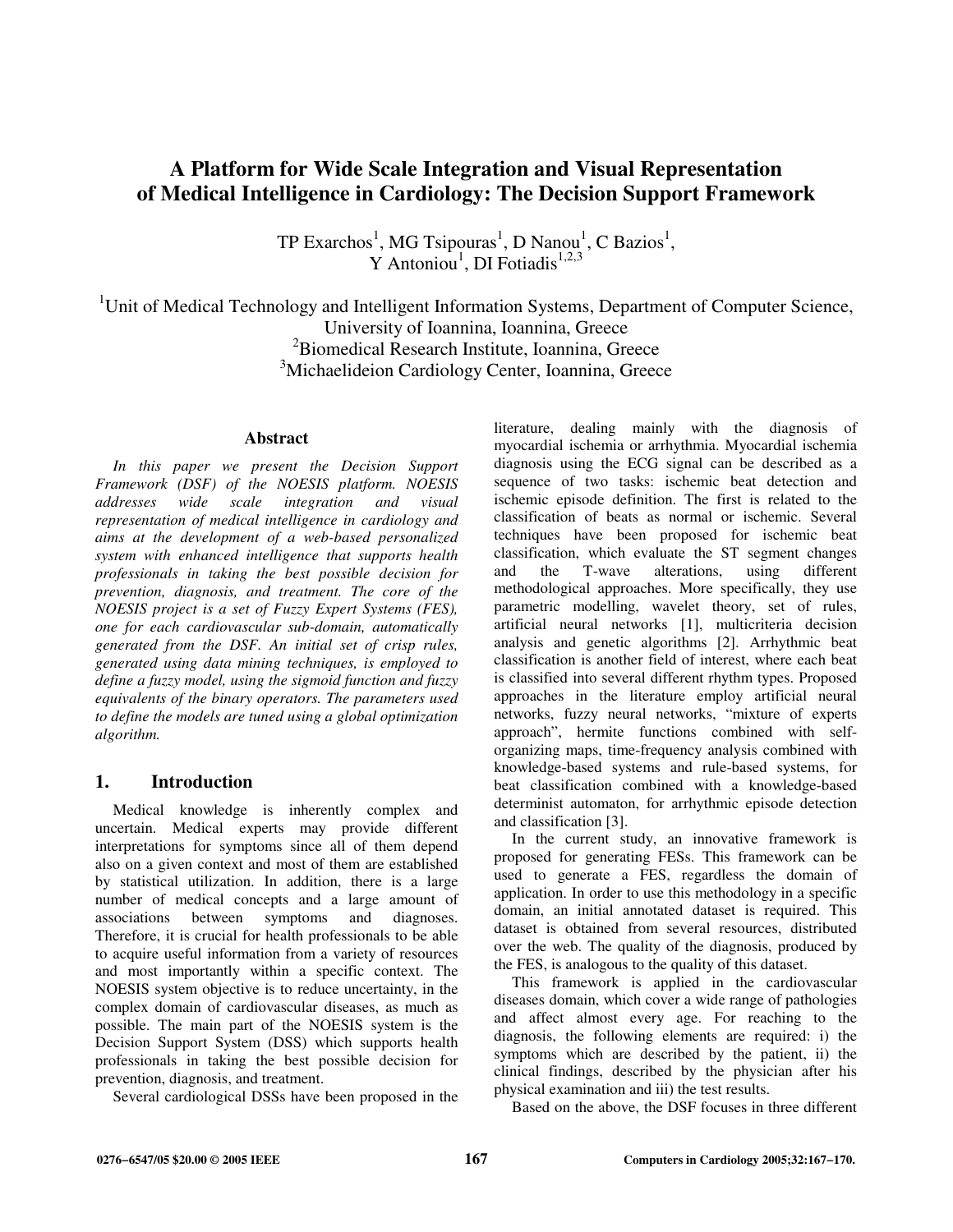# A Platform for Wide Scale Integration and Visual Representation of Medical Intelligence in Cardiology: The Decision Support Framework

TP Exarchos[1], MG Tsipouras[1], D Nanou[1], C Bazios[1], Y Antoniou[1], DI Fotiadis[1,2,3]

[1]Unit of Medical Technology and Intelligent Information Systems, Department of Computer Science, University of Ioannina, Ioannina, Greece
[2]Biomedical Research Institute, Ioannina, Greece
[3]Michaelideion Cardiology Center, Ioannina, Greece

## Abstract

*In this paper we present the Decision Support Framework (DSF) of the NOESIS platform. NOESIS addresses wide scale integration and visual representation of medical intelligence in cardiology and aims at the development of a web-based personalized system with enhanced intelligence that supports health professionals in taking the best possible decision for prevention, diagnosis, and treatment. The core of the NOESIS project is a set of Fuzzy Expert Systems (FES), one for each cardiovascular sub-domain, automatically generated from the DSF. An initial set of crisp rules, generated using data mining techniques, is employed to define a fuzzy model, using the sigmoid function and fuzzy equivalents of the binary operators. The parameters used to define the models are tuned using a global optimization algorithm.*

## 1. Introduction

Medical knowledge is inherently complex and uncertain. Medical experts may provide different interpretations for symptoms since all of them depend also on a given context and most of them are established by statistical utilization. In addition, there is a large number of medical concepts and a large amount of associations between symptoms and diagnoses. Therefore, it is crucial for health professionals to be able to acquire useful information from a variety of resources and most importantly within a specific context. The NOESIS system objective is to reduce uncertainty, in the complex domain of cardiovascular diseases, as much as possible. The main part of the NOESIS system is the Decision Support System (DSS) which supports health professionals in taking the best possible decision for prevention, diagnosis, and treatment.

Several cardiological DSSs have been proposed in the literature, dealing mainly with the diagnosis of myocardial ischemia or arrhythmia. Myocardial ischemia diagnosis using the ECG signal can be described as a sequence of two tasks: ischemic beat detection and ischemic episode definition. The first is related to the classification of beats as normal or ischemic. Several techniques have been proposed for ischemic beat classification, which evaluate the ST segment changes and the T-wave alterations, using different methodological approaches. More specifically, they use parametric modelling, wavelet theory, set of rules, artificial neural networks [1], multicriteria decision analysis and genetic algorithms [2]. Arrhythmic beat classification is another field of interest, where each beat is classified into several different rhythm types. Proposed approaches in the literature employ artificial neural networks, fuzzy neural networks, "mixture of experts approach", hermite functions combined with self-organizing maps, time-frequency analysis combined with knowledge-based systems and rule-based systems, for beat classification combined with a knowledge-based determinist automaton, for arrhythmic episode detection and classification [3].

In the current study, an innovative framework is proposed for generating FESs. This framework can be used to generate a FES, regardless the domain of application. In order to use this methodology in a specific domain, an initial annotated dataset is required. This dataset is obtained from several resources, distributed over the web. The quality of the diagnosis, produced by the FES, is analogous to the quality of this dataset.

This framework is applied in the cardiovascular diseases domain, which cover a wide range of pathologies and affect almost every age. For reaching to the diagnosis, the following elements are required: i) the symptoms which are described by the patient, ii) the clinical findings, described by the physician after his physical examination and iii) the test results.

Based on the above, the DSF focuses in three different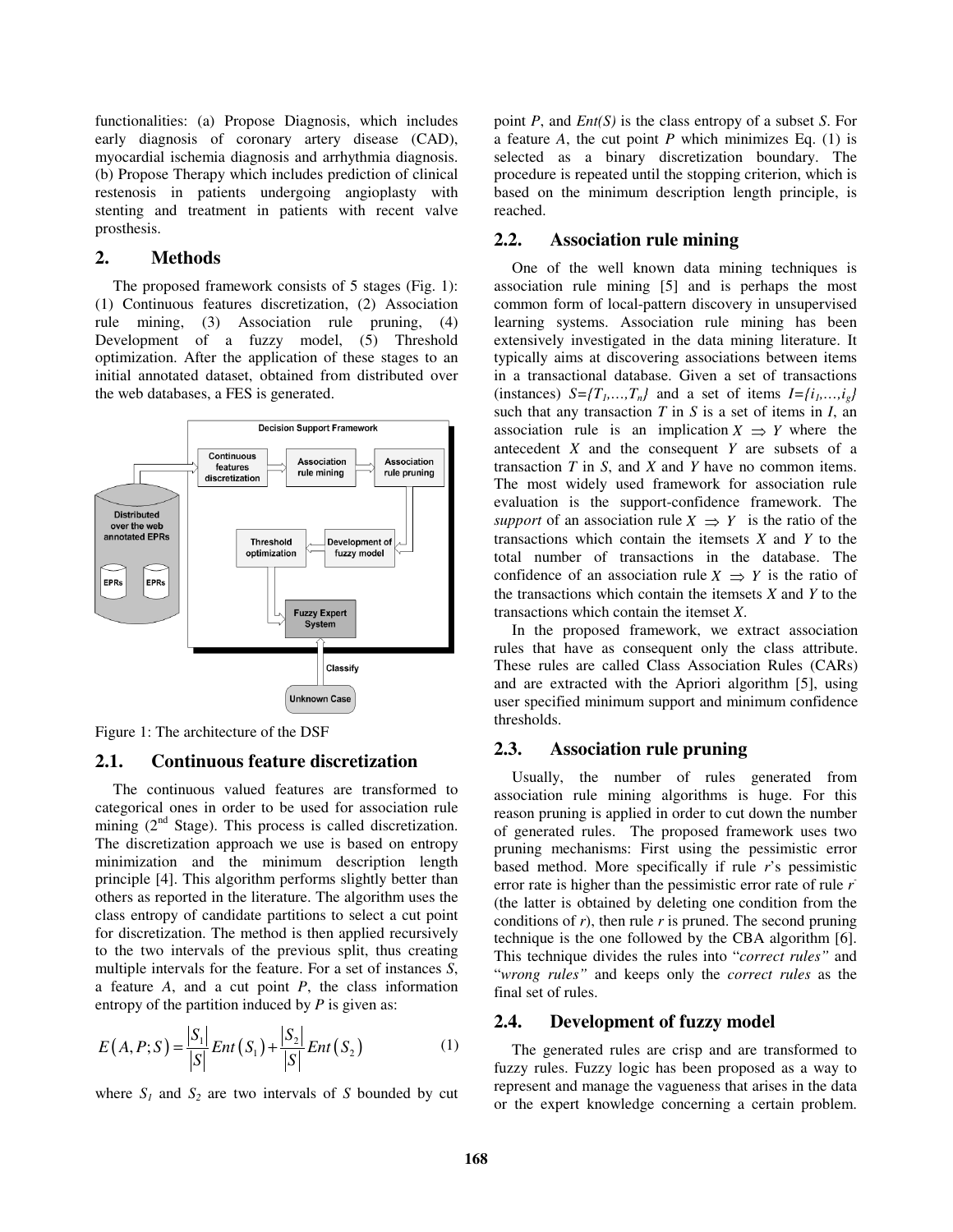functionalities: (a) Propose Diagnosis, which includes early diagnosis of coronary artery disease (CAD), myocardial ischemia diagnosis and arrhythmia diagnosis. (b) Propose Therapy which includes prediction of clinical restenosis in patients undergoing angioplasty with stenting and treatment in patients with recent valve prosthesis.

## 2. Methods

The proposed framework consists of 5 stages (Fig. 1): (1) Continuous features discretization, (2) Association rule mining, (3) Association rule pruning, (4) Development of a fuzzy model, (5) Threshold optimization. After the application of these stages to an initial annotated dataset, obtained from distributed over the web databases, a FES is generated.

Figure 1: The architecture of the DSF

### 2.1. Continuous feature discretization

The continuous valued features are transformed to categorical ones in order to be used for association rule mining (2nd Stage). This process is called discretization. The discretization approach we use is based on entropy minimization and the minimum description length principle [4]. This algorithm performs slightly better than others as reported in the literature. The algorithm uses the class entropy of candidate partitions to select a cut point for discretization. The method is then applied recursively to the two intervals of the previous split, thus creating multiple intervals for the feature. For a set of instances *S*, a feature *A*, and a cut point *P*, the class information entropy of the partition induced by *P* is given as:

$$E(A,P;S) = \frac{|S_1|}{|S|}Ent(S_1) + \frac{|S_2|}{|S|}Ent(S_2) \quad (1)$$

where $S_1$ and $S_2$ are two intervals of *S* bounded by cut point *P*, and *Ent(S)* is the class entropy of a subset *S*. For a feature *A*, the cut point *P* which minimizes Eq. (1) is selected as a binary discretization boundary. The procedure is repeated until the stopping criterion, which is based on the minimum description length principle, is reached.

### 2.2. Association rule mining

One of the well known data mining techniques is association rule mining [5] and is perhaps the most common form of local-pattern discovery in unsupervised learning systems. Association rule mining has been extensively investigated in the data mining literature. It typically aims at discovering associations between items in a transactional database. Given a set of transactions (instances) $S=\{T_1,\ldots,T_n\}$ and a set of items $I=\{i_1,\ldots,i_g\}$ such that any transaction *T* in *S* is a set of items in *I*, an association rule is an implication $X \Rightarrow Y$ where the antecedent *X* and the consequent *Y* are subsets of a transaction *T* in *S*, and *X* and *Y* have no common items. The most widely used framework for association rule evaluation is the support-confidence framework. The *support* of an association rule $X \Rightarrow Y$ is the ratio of the transactions which contain the itemsets *X* and *Y* to the total number of transactions in the database. The confidence of an association rule $X \Rightarrow Y$ is the ratio of the transactions which contain the itemsets *X* and *Y* to the transactions which contain the itemset *X*.

In the proposed framework, we extract association rules that have as consequent only the class attribute. These rules are called Class Association Rules (CARs) and are extracted with the Apriori algorithm [5], using user specified minimum support and minimum confidence thresholds.

### 2.3. Association rule pruning

Usually, the number of rules generated from association rule mining algorithms is huge. For this reason pruning is applied in order to cut down the number of generated rules. The proposed framework uses two pruning mechanisms: First using the pessimistic error based method. More specifically if rule *r*'s pessimistic error rate is higher than the pessimistic error rate of rule $r^-$ (the latter is obtained by deleting one condition from the conditions of *r*), then rule *r* is pruned. The second pruning technique is the one followed by the CBA algorithm [6]. This technique divides the rules into "*correct rules"* and "*wrong rules"* and keeps only the *correct rules* as the final set of rules.

### 2.4. Development of fuzzy model

The generated rules are crisp and are transformed to fuzzy rules. Fuzzy logic has been proposed as a way to represent and manage the vagueness that arises in the data or the expert knowledge concerning a certain problem.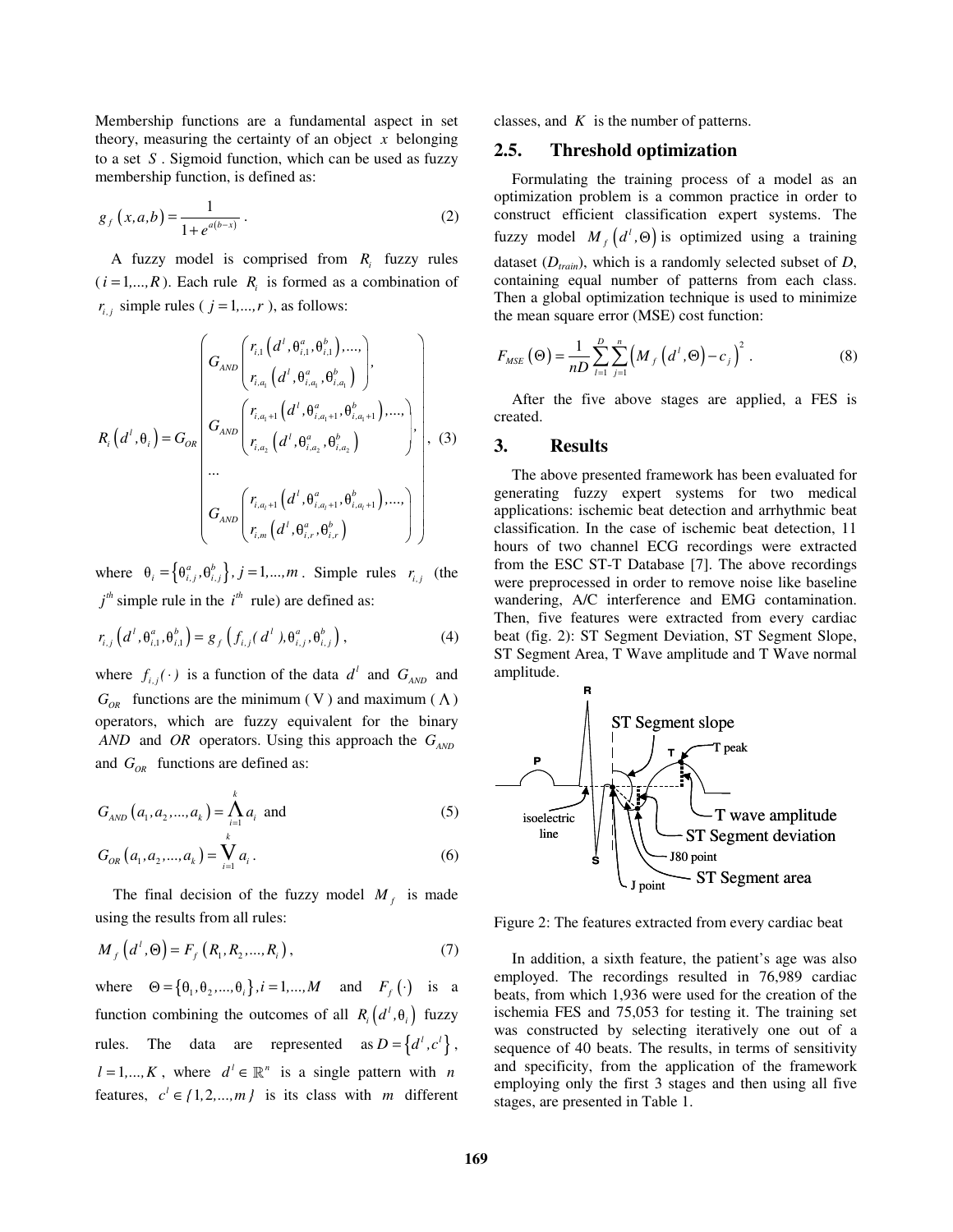Membership functions are a fundamental aspect in set theory, measuring the certainty of an object $x$ belonging to a set $S$. Sigmoid function, which can be used as fuzzy membership function, is defined as:

$$g_f\left(x,a,b\right)=\frac{1}{1+e^{a(b-x)}}\,. \tag{2}$$

A fuzzy model is comprised from $R_i$ fuzzy rules ($i=1,...,R$). Each rule $R_i$ is formed as a combination of $r_{i,j}$ simple rules ($j=1,...,r$), as follows:

$$R_i\left(d^l,\theta_i\right)=G_{OR}\left(\begin{array}{l} G_{AND}\left(\begin{array}{l} r_{i,1}\left(d^l,\theta^a_{i,1},\theta^b_{i,1}\right),...,\\ r_{i,a_1}\left(d^l,\theta^a_{i,a_1},\theta^b_{i,a_1}\right)\end{array}\right),\\ G_{AND}\left(\begin{array}{l} r_{i,a_1+1}\left(d^l,\theta^a_{i,a_1+1},\theta^b_{i,a_1+1}\right),...,\\ r_{i,a_2}\left(d^l,\theta^a_{i,a_2},\theta^b_{i,a_2}\right)\end{array}\right),\\ ...\\ G_{AND}\left(\begin{array}{l} r_{i,a_1+1}\left(d^l,\theta^a_{i,a_1+1},\theta^b_{i,a_1+1}\right),...,\\ r_{i,m}\left(d^l,\theta^a_{i,r},\theta^b_{i,r}\right)\end{array}\right)\end{array}\right), \tag{3}$$

where $\theta_i=\left\{\theta^a_{i,j},\theta^b_{i,j}\right\},\,j=1,...,m$. Simple rules $r_{i,j}$ (the $j^{th}$ simple rule in the $i^{th}$ rule) are defined as:

$$r_{i,j}\left(d^l,\theta^a_{i,1},\theta^b_{i,1}\right)=g_f\left(f_{i,j}(d^l),\theta^a_{i,j},\theta^b_{i,j}\right), \tag{4}$$

where $f_{i,j}(\cdot)$ is a function of the data $d^l$ and $G_{AND}$ and $G_{OR}$ functions are the minimum ($\vee$) and maximum ($\wedge$) operators, which are fuzzy equivalent for the binary *AND* and *OR* operators. Using this approach the $G_{AND}$ and $G_{OR}$ functions are defined as:

$$G_{AND}\left(a_1,a_2,...,a_k\right)=\bigwedge_{i=1}^{k}a_i \text{ and} \tag{5}$$

$$G_{OR}\left(a_1,a_2,...,a_k\right)=\bigvee_{i=1}^{k}a_i\,. \tag{6}$$

The final decision of the fuzzy model $M_f$ is made using the results from all rules:

$$M_f\left(d^l,\Theta\right)=F_f\left(R_1,R_2,...,R_i\right), \tag{7}$$

where $\Theta=\left\{\theta_1,\theta_2,...,\theta_i\right\},i=1,...,M$ and $F_f(\cdot)$ is a function combining the outcomes of all $R_i\left(d^l,\theta_i\right)$ fuzzy rules. The data are represented as $D=\left\{d^l,c^l\right\}$, $l=1,...,K$, where $d^l\in\mathbb{R}^n$ is a single pattern with $n$ features, $c^l\in\{1,2,...,m\}$ is its class with $m$ different classes, and $K$ is the number of patterns.

## 2.5. Threshold optimization

Formulating the training process of a model as an optimization problem is a common practice in order to construct efficient classification expert systems. The fuzzy model $M_f\left(d^l,\Theta\right)$ is optimized using a training dataset ($D_{train}$), which is a randomly selected subset of $D$, containing equal number of patterns from each class. Then a global optimization technique is used to minimize the mean square error (MSE) cost function:

$$F_{MSE}\left(\Theta\right)=\frac{1}{nD}\sum_{l=1}^{D}\sum_{j=1}^{n}\left(M_f\left(d^l,\Theta\right)-c_j\right)^2\,. \tag{8}$$

After the five above stages are applied, a FES is created.

# 3. Results

The above presented framework has been evaluated for generating fuzzy expert systems for two medical applications: ischemic beat detection and arrhythmic beat classification. In the case of ischemic beat detection, 11 hours of two channel ECG recordings were extracted from the ESC ST-T Database [7]. The above recordings were preprocessed in order to remove noise like baseline wandering, A/C interference and EMG contamination. Then, five features were extracted from every cardiac beat (fig. 2): ST Segment Deviation, ST Segment Slope, ST Segment Area, T Wave amplitude and T Wave normal amplitude.

Figure 2: The features extracted from every cardiac beat

In addition, a sixth feature, the patient's age was also employed. The recordings resulted in 76,989 cardiac beats, from which 1,936 were used for the creation of the ischemia FES and 75,053 for testing it. The training set was constructed by selecting iteratively one out of a sequence of 40 beats. The results, in terms of sensitivity and specificity, from the application of the framework employing only the first 3 stages and then using all five stages, are presented in Table 1.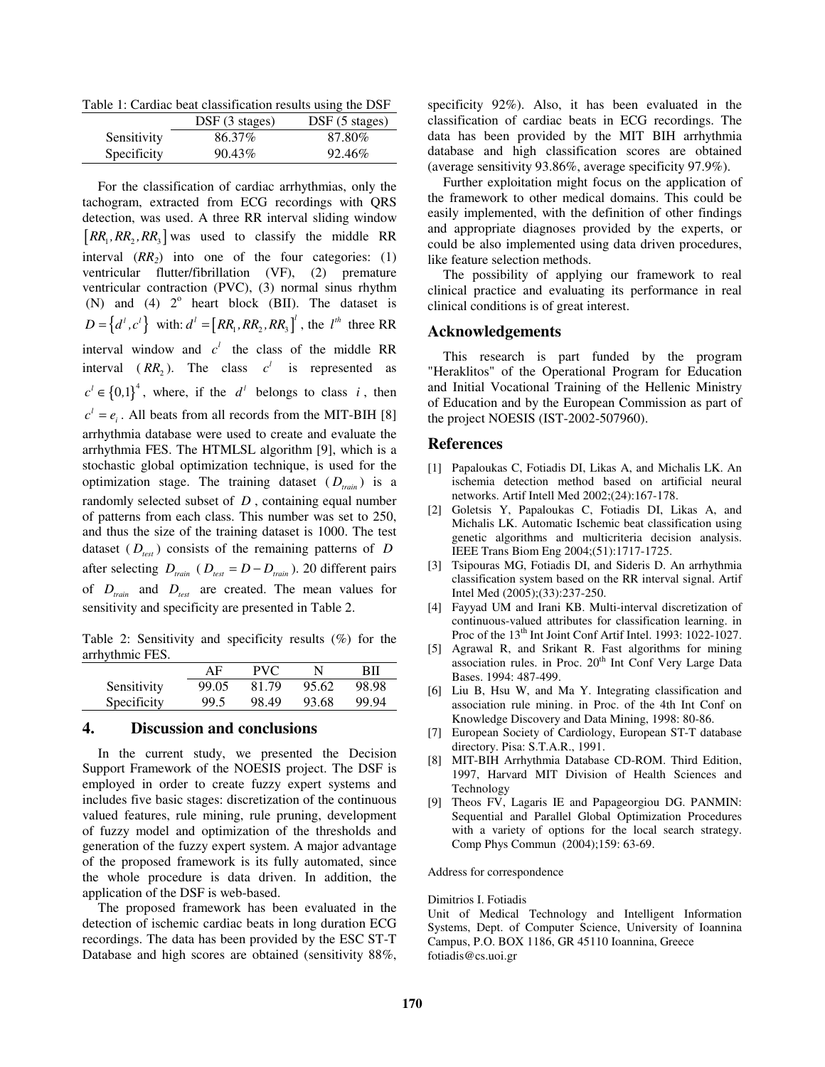Table 1: Cardiac beat classification results using the DSF

| | DSF (3 stages) | DSF (5 stages) |
|---|---|---|
| Sensitivity | 86.37% | 87.80% |
| Specificity | 90.43% | 92.46% |

For the classification of cardiac arrhythmias, only the tachogram, extracted from ECG recordings with QRS detection, was used. A three RR interval sliding window $\left[RR_1, RR_2, RR_3\right]$ was used to classify the middle RR interval ($RR_2$) into one of the four categories: (1) ventricular flutter/fibrillation (VF), (2) premature ventricular contraction (PVC), (3) normal sinus rhythm (N) and (4) $2^o$ heart block (BII). The dataset is $D = \left\{d^l, c^l\right\}$ with: $d^l = \left[RR_1, RR_2, RR_3\right]^l$, the $l^{th}$ three RR interval window and $c^l$ the class of the middle RR interval ($RR_2$). The class $c^l$ is represented as $c^l \in \left\{0,1\right\}^4$, where, if the $d^l$ belongs to class $i$, then $c^l = e_i$. All beats from all records from the MIT-BIH [8] arrhythmia database were used to create and evaluate the arrhythmia FES. The HTMLSL algorithm [9], which is a stochastic global optimization technique, is used for the optimization stage. The training dataset ($D_{train}$) is a randomly selected subset of $D$, containing equal number of patterns from each class. This number was set to 250, and thus the size of the training dataset is 1000. The test dataset ($D_{test}$) consists of the remaining patterns of $D$ after selecting $D_{train}$ ($D_{test} = D - D_{train}$). 20 different pairs of $D_{train}$ and $D_{test}$ are created. The mean values for sensitivity and specificity are presented in Table 2.

Table 2: Sensitivity and specificity results (%) for the arrhythmic FES.

| | AF | PVC | N | BII |
|---|---|---|---|---|
| Sensitivity | 99.05 | 81.79 | 95.62 | 98.98 |
| Specificity | 99.5 | 98.49 | 93.68 | 99.94 |

## 4. Discussion and conclusions

In the current study, we presented the Decision Support Framework of the NOESIS project. The DSF is employed in order to create fuzzy expert systems and includes five basic stages: discretization of the continuous valued features, rule mining, rule pruning, development of fuzzy model and optimization of the thresholds and generation of the fuzzy expert system. A major advantage of the proposed framework is its fully automated, since the whole procedure is data driven. In addition, the application of the DSF is web-based.

The proposed framework has been evaluated in the detection of ischemic cardiac beats in long duration ECG recordings. The data has been provided by the ESC ST-T Database and high scores are obtained (sensitivity 88%, specificity 92%). Also, it has been evaluated in the classification of cardiac beats in ECG recordings. The data has been provided by the MIT BIH arrhythmia database and high classification scores are obtained (average sensitivity 93.86%, average specificity 97.9%).

Further exploitation might focus on the application of the framework to other medical domains. This could be easily implemented, with the definition of other findings and appropriate diagnoses provided by the experts, or could be also implemented using data driven procedures, like feature selection methods.

The possibility of applying our framework to real clinical practice and evaluating its performance in real clinical conditions is of great interest.

## Acknowledgements

This research is part funded by the program "Heraklitos" of the Operational Program for Education and Initial Vocational Training of the Hellenic Ministry of Education and by the European Commission as part of the project NOESIS (IST-2002-507960).

## References

[1] Papaloukas C, Fotiadis DI, Likas A, and Michalis LK. An ischemia detection method based on artificial neural networks. Artif Intell Med 2002;(24):167-178.

[2] Goletsis Y, Papaloukas C, Fotiadis DI, Likas A, and Michalis LK. Automatic Ischemic beat classification using genetic algorithms and multicriteria decision analysis. IEEE Trans Biom Eng 2004;(51):1717-1725.

[3] Tsipouras MG, Fotiadis DI, and Sideris D. An arrhythmia classification system based on the RR interval signal. Artif Intel Med (2005);(33):237-250.

[4] Fayyad UM and Irani KB. Multi-interval discretization of continuous-valued attributes for classification learning. in Proc of the 13th Int Joint Conf Artif Intel. 1993: 1022-1027.

[5] Agrawal R, and Srikant R. Fast algorithms for mining association rules. in Proc. 20th Int Conf Very Large Data Bases. 1994: 487-499.

[6] Liu B, Hsu W, and Ma Y. Integrating classification and association rule mining. in Proc. of the 4th Int Conf on Knowledge Discovery and Data Mining, 1998: 80-86.

[7] European Society of Cardiology, European ST-T database directory. Pisa: S.T.A.R., 1991.

[8] MIT-BIH Arrhythmia Database CD-ROM. Third Edition, 1997, Harvard MIT Division of Health Sciences and Technology

[9] Theos FV, Lagaris IE and Papageorgiou DG. PANMIN: Sequential and Parallel Global Optimization Procedures with a variety of options for the local search strategy. Comp Phys Commun (2004);159: 63-69.

Address for correspondence

Dimitrios I. Fotiadis
Unit of Medical Technology and Intelligent Information Systems, Dept. of Computer Science, University of Ioannina Campus, P.O. BOX 1186, GR 45110 Ioannina, Greece
fotiadis@cs.uoi.gr